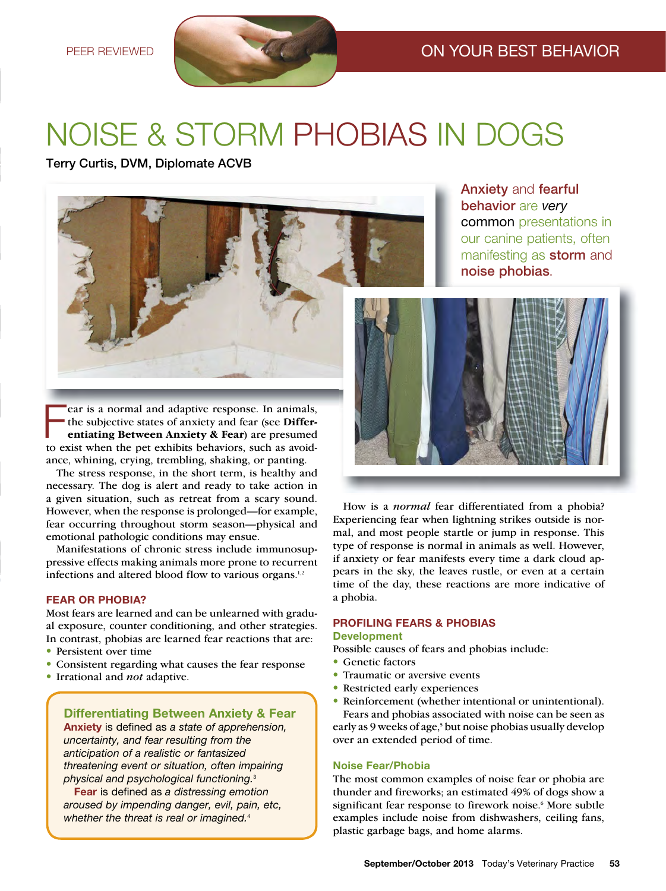PEER REVIEWED

ON YOUR BEST BEHAVIOR

# NOISE & STORM PHOBIAS IN DOGS

Terry Curtis, DVM, Diplomate ACVB

**Anxiety and fearful behavior are *very* common presentations in our canine patients, often manifesting as storm and noise phobias.**

Fear is a normal and adaptive response. In animals, the subjective states of anxiety and fear (see **Differentiating Between Anxiety & Fear**) are presumed to exist when the pet exhibits behaviors, such as avoidance, whining, crying, trembling, shaking, or panting.

The stress response, in the short term, is healthy and necessary. The dog is alert and ready to take action in a given situation, such as retreat from a scary sound. However, when the response is prolonged—for example, fear occurring throughout storm season—physical and emotional pathologic conditions may ensue.

Manifestations of chronic stress include immunosuppressive effects making animals more prone to recurrent infections and altered blood flow to various organs.[1,2]

## FEAR OR PHOBIA?

Most fears are learned and can be unlearned with gradual exposure, counter conditioning, and other strategies. In contrast, phobias are learned fear reactions that are:

- Persistent over time
- Consistent regarding what causes the fear response
- Irrational and *not* adaptive.

> **Differentiating Between Anxiety & Fear**
>
> **Anxiety** is defined as *a state of apprehension, uncertainty, and fear resulting from the anticipation of a realistic or fantasized threatening event or situation, often impairing physical and psychological functioning.*[3]
>
> **Fear** is defined as *a distressing emotion aroused by impending danger, evil, pain, etc, whether the threat is real or imagined.*[4]

How is a *normal* fear differentiated from a phobia? Experiencing fear when lightning strikes outside is normal, and most people startle or jump in response. This type of response is normal in animals as well. However, if anxiety or fear manifests every time a dark cloud appears in the sky, the leaves rustle, or even at a certain time of the day, these reactions are more indicative of a phobia.

## PROFILING FEARS & PHOBIAS

### Development

Possible causes of fears and phobias include:

- Genetic factors
- Traumatic or aversive events
- Restricted early experiences
- Reinforcement (whether intentional or unintentional).

Fears and phobias associated with noise can be seen as early as 9 weeks of age,[5] but noise phobias usually develop over an extended period of time.

### Noise Fear/Phobia

The most common examples of noise fear or phobia are thunder and fireworks; an estimated 49% of dogs show a significant fear response to firework noise.[6] More subtle examples include noise from dishwashers, ceiling fans, plastic garbage bags, and home alarms.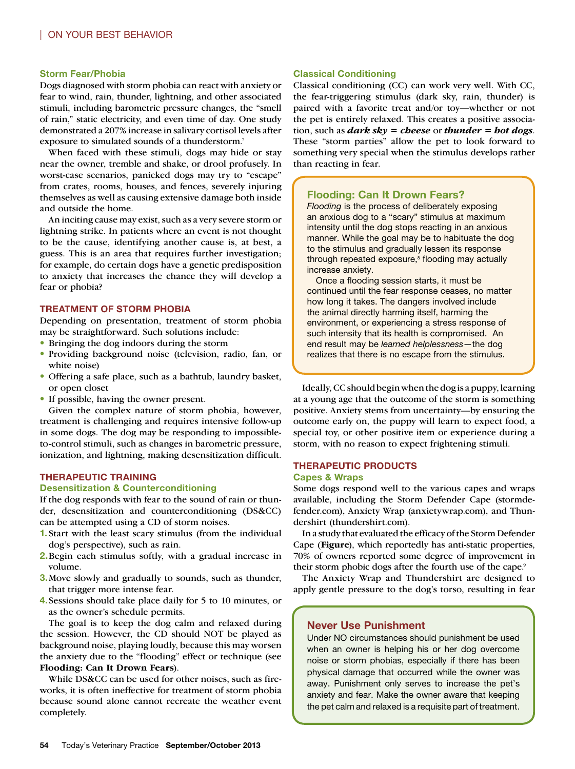### Storm Fear/Phobia

Dogs diagnosed with storm phobia can react with anxiety or fear to wind, rain, thunder, lightning, and other associated stimuli, including barometric pressure changes, the "smell of rain," static electricity, and even time of day. One study demonstrated a 207% increase in salivary cortisol levels after exposure to simulated sounds of a thunderstorm.[7]

When faced with these stimuli, dogs may hide or stay near the owner, tremble and shake, or drool profusely. In worst-case scenarios, panicked dogs may try to "escape" from crates, rooms, houses, and fences, severely injuring themselves as well as causing extensive damage both inside and outside the home.

An inciting cause may exist, such as a very severe storm or lightning strike. In patients where an event is not thought to be the cause, identifying another cause is, at best, a guess. This is an area that requires further investigation; for example, do certain dogs have a genetic predisposition to anxiety that increases the chance they will develop a fear or phobia?

## TREATMENT OF STORM PHOBIA

Depending on presentation, treatment of storm phobia may be straightforward. Such solutions include:

- Bringing the dog indoors during the storm
- Providing background noise (television, radio, fan, or white noise)
- Offering a safe place, such as a bathtub, laundry basket, or open closet
- If possible, having the owner present.

Given the complex nature of storm phobia, however, treatment is challenging and requires intensive follow-up in some dogs. The dog may be responding to impossible-to-control stimuli, such as changes in barometric pressure, ionization, and lightning, making desensitization difficult.

## THERAPEUTIC TRAINING

### Desensitization & Counterconditioning

If the dog responds with fear to the sound of rain or thunder, desensitization and counterconditioning (DS&CC) can be attempted using a CD of storm noises.

1. Start with the least scary stimulus (from the individual dog's perspective), such as rain.
2. Begin each stimulus softly, with a gradual increase in volume.
3. Move slowly and gradually to sounds, such as thunder, that trigger more intense fear.
4. Sessions should take place daily for 5 to 10 minutes, or as the owner's schedule permits.

The goal is to keep the dog calm and relaxed during the session. However, the CD should NOT be played as background noise, playing loudly, because this may worsen the anxiety due to the "flooding" effect or technique (see **Flooding: Can It Drown Fears**).

While DS&CC can be used for other noises, such as fireworks, it is often ineffective for treatment of storm phobia because sound alone cannot recreate the weather event completely.

### Classical Conditioning

Classical conditioning (CC) can work very well. With CC, the fear-triggering stimulus (dark sky, rain, thunder) is paired with a favorite treat and/or toy—whether or not the pet is entirely relaxed. This creates a positive association, such as ***dark sky = cheese*** or ***thunder = hot dogs***. These "storm parties" allow the pet to look forward to something very special when the stimulus develops rather than reacting in fear.

> ### Flooding: Can It Drown Fears?
>
> *Flooding* is the process of deliberately exposing an anxious dog to a "scary" stimulus at maximum intensity until the dog stops reacting in an anxious manner. While the goal may be to habituate the dog to the stimulus and gradually lessen its response through repeated exposure,[8] flooding may actually increase anxiety.
>
> Once a flooding session starts, it must be continued until the fear response ceases, no matter how long it takes. The dangers involved include the animal directly harming itself, harming the environment, or experiencing a stress response of such intensity that its health is compromised. An end result may be *learned helplessness*—the dog realizes that there is no escape from the stimulus.

Ideally, CC should begin when the dog is a puppy, learning at a young age that the outcome of the storm is something positive. Anxiety stems from uncertainty—by ensuring the outcome early on, the puppy will learn to expect food, a special toy, or other positive item or experience during a storm, with no reason to expect frightening stimuli.

## THERAPEUTIC PRODUCTS

### Capes & Wraps

Some dogs respond well to the various capes and wraps available, including the Storm Defender Cape (stormdefender.com), Anxiety Wrap (anxietywrap.com), and Thundershirt (thundershirt.com).

In a study that evaluated the efficacy of the Storm Defender Cape (**Figure**), which reportedly has anti-static properties, 70% of owners reported some degree of improvement in their storm phobic dogs after the fourth use of the cape.[9]

The Anxiety Wrap and Thundershirt are designed to apply gentle pressure to the dog's torso, resulting in fear

> ### Never Use Punishment
>
> Under NO circumstances should punishment be used when an owner is helping his or her dog overcome noise or storm phobias, especially if there has been physical damage that occurred while the owner was away. Punishment only serves to increase the pet's anxiety and fear. Make the owner aware that keeping the pet calm and relaxed is a requisite part of treatment.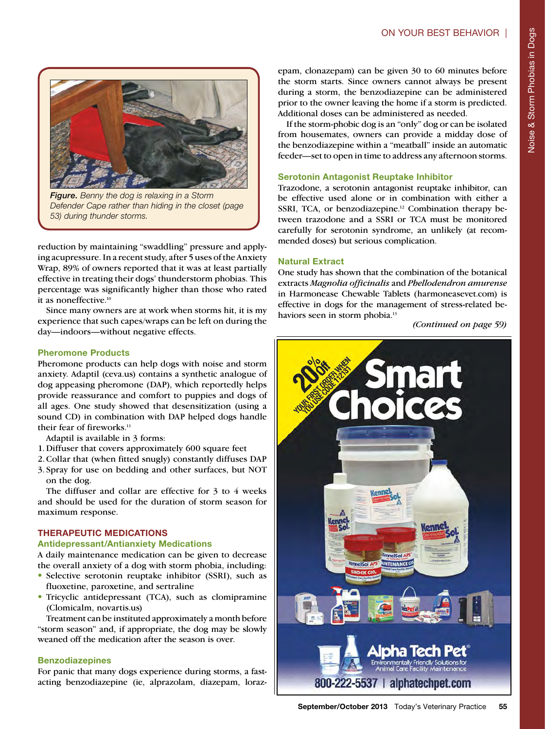*Figure.* Benny the dog is relaxing in a Storm Defender Cape rather than hiding in the closet (page 53) during thunder storms.

reduction by maintaining "swaddling" pressure and applying acupressure. In a recent study, after 5 uses of the Anxiety Wrap, 89% of owners reported that it was at least partially effective in treating their dogs' thunderstorm phobias. This percentage was significantly higher than those who rated it as noneffective.[10]

Since many owners are at work when storms hit, it is my experience that such capes/wraps can be left on during the day—indoors—without negative effects.

### Pheromone Products

Pheromone products can help dogs with noise and storm anxiety. Adaptil (ceva.us) contains a synthetic analogue of dog appeasing pheromone (DAP), which reportedly helps provide reassurance and comfort to puppies and dogs of all ages. One study showed that desensitization (using a sound CD) in combination with DAP helped dogs handle their fear of fireworks.[11]

Adaptil is available in 3 forms:

1. Diffuser that covers approximately 600 square feet
2. Collar that (when fitted snugly) constantly diffuses DAP
3. Spray for use on bedding and other surfaces, but NOT on the dog.

The diffuser and collar are effective for 3 to 4 weeks and should be used for the duration of storm season for maximum response.

## THERAPEUTIC MEDICATIONS

### Antidepressant/Antianxiety Medications

A daily maintenance medication can be given to decrease the overall anxiety of a dog with storm phobia, including:

- Selective serotonin reuptake inhibitor (SSRI), such as fluoxetine, paroxetine, and sertraline
- Tricyclic antidepressant (TCA), such as clomipramine (Clomicalm, novartis.us)

Treatment can be instituted approximately a month before "storm season" and, if appropriate, the dog may be slowly weaned off the medication after the season is over.

### Benzodiazepines

For panic that many dogs experience during storms, a fast-acting benzodiazepine (ie, alprazolam, diazepam, lorazepam, clonazepam) can be given 30 to 60 minutes before the storm starts. Since owners cannot always be present during a storm, the benzodiazepine can be administered prior to the owner leaving the home if a storm is predicted. Additional doses can be administered as needed.

If the storm-phobic dog is an "only" dog or can be isolated from housemates, owners can provide a midday dose of the benzodiazepine within a "meatball" inside an automatic feeder—set to open in time to address any afternoon storms.

### Serotonin Antagonist Reuptake Inhibitor

Trazodone, a serotonin antagonist reuptake inhibitor, can be effective used alone or in combination with either a SSRI, TCA, or benzodiazepine.[12] Combination therapy between trazodone and a SSRI or TCA must be monitored carefully for serotonin syndrome, an unlikely (at recommended doses) but serious complication.

### Natural Extract

One study has shown that the combination of the botanical extracts *Magnolia officinalis* and *Phellodendron amurense* in Harmonease Chewable Tablets (harmoneasevet.com) is effective in dogs for the management of stress-related behaviors seen in storm phobia.[13]

*(Continued on page 59)*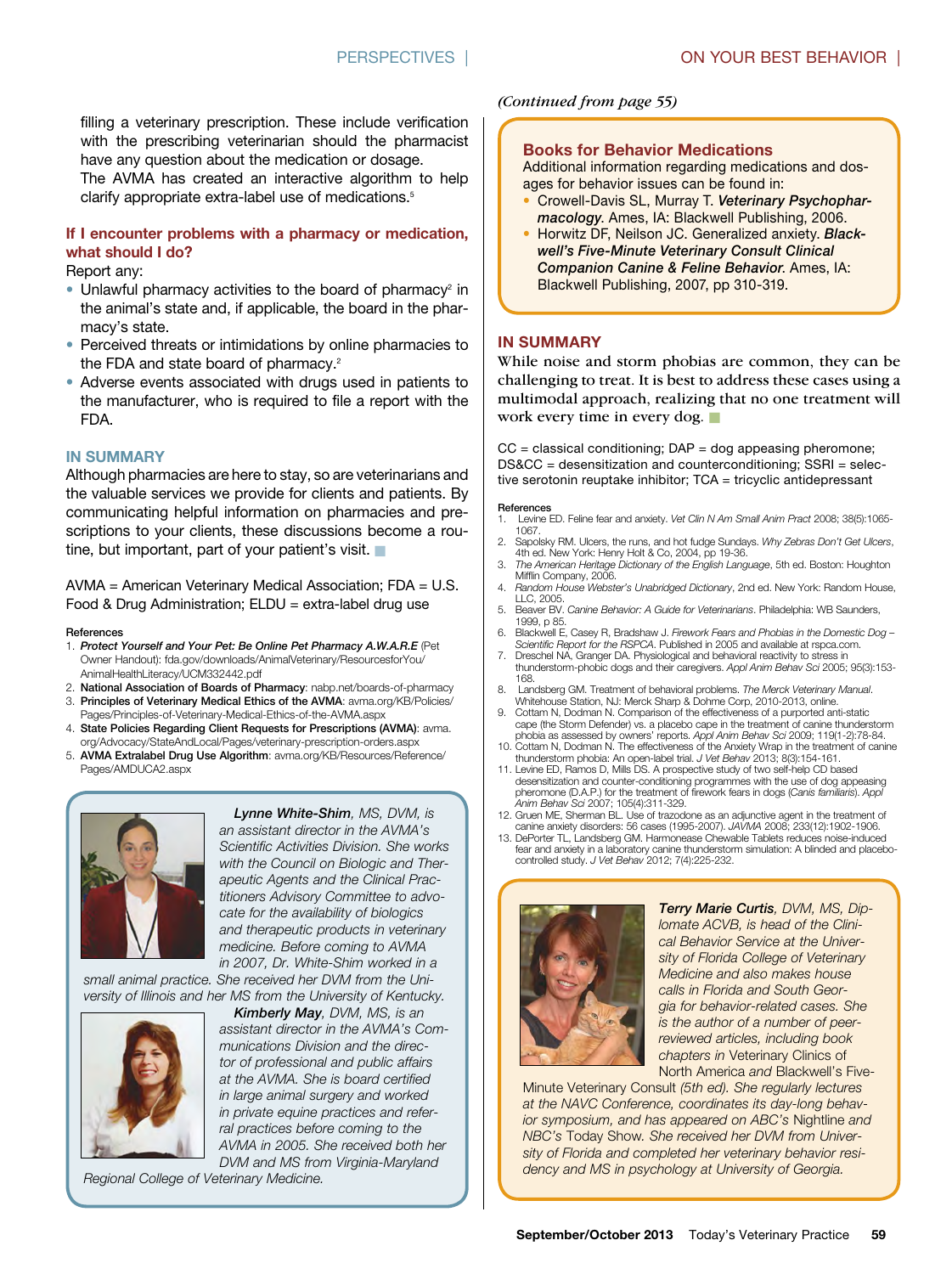filling a veterinary prescription. These include verification with the prescribing veterinarian should the pharmacist have any question about the medication or dosage.

The AVMA has created an interactive algorithm to help clarify appropriate extra-label use of medications.[5]

### If I encounter problems with a pharmacy or medication, what should I do?

Report any:

- Unlawful pharmacy activities to the board of pharmacy[2] in the animal's state and, if applicable, the board in the pharmacy's state.
- Perceived threats or intimidations by online pharmacies to the FDA and state board of pharmacy.[2]
- Adverse events associated with drugs used in patients to the manufacturer, who is required to file a report with the FDA.

## IN SUMMARY

Although pharmacies are here to stay, so are veterinarians and the valuable services we provide for clients and patients. By communicating helpful information on pharmacies and prescriptions to your clients, these discussions become a routine, but important, part of your patient's visit.

AVMA = American Veterinary Medical Association; FDA = U.S. Food & Drug Administration; ELDU = extra-label drug use

#### References

1. ***Protect Yourself and Your Pet: Be Online Pet Pharmacy A.W.A.R.E*** (Pet Owner Handout): fda.gov/downloads/AnimalVeterinary/ResourcesforYou/AnimalHealthLiteracy/UCM332442.pdf
2. **National Association of Boards of Pharmacy**: nabp.net/boards-of-pharmacy
3. **Principles of Veterinary Medical Ethics of the AVMA**: avma.org/KB/Policies/Pages/Principles-of-Veterinary-Medical-Ethics-of-the-AVMA.aspx
4. **State Policies Regarding Client Requests for Prescriptions (AVMA)**: avma.org/Advocacy/StateAndLocal/Pages/veterinary-prescription-orders.aspx
5. **AVMA Extralabel Drug Use Algorithm**: avma.org/KB/Resources/Reference/Pages/AMDUCA2.aspx

***Lynne White-Shim**, MS, DVM, is an assistant director in the AVMA's Scientific Activities Division. She works with the Council on Biologic and Therapeutic Agents and the Clinical Practitioners Advisory Committee to advocate for the availability of biologics and therapeutic products in veterinary medicine. Before coming to AVMA in 2007, Dr. White-Shim worked in a small animal practice. She received her DVM from the University of Illinois and her MS from the University of Kentucky.*

***Kimberly May**, DVM, MS, is an assistant director in the AVMA's Communications Division and the director of professional and public affairs at the AVMA. She is board certified in large animal surgery and worked in private equine practices and referral practices before coming to the AVMA in 2005. She received both her DVM and MS from Virginia-Maryland Regional College of Veterinary Medicine.*

*(Continued from page 55)*

### Books for Behavior Medications

Additional information regarding medications and dosages for behavior issues can be found in:

- Crowell-Davis SL, Murray T. ***Veterinary Psychopharmacology***. Ames, IA: Blackwell Publishing, 2006.
- Horwitz DF, Neilson JC. Generalized anxiety. ***Blackwell's Five-Minute Veterinary Consult Clinical Companion Canine & Feline Behavior***. Ames, IA: Blackwell Publishing, 2007, pp 310-319.

## IN SUMMARY

While noise and storm phobias are common, they can be challenging to treat. It is best to address these cases using a multimodal approach, realizing that no one treatment will work every time in every dog.

CC = classical conditioning; DAP = dog appeasing pheromone; DS&CC = desensitization and counterconditioning; SSRI = selective serotonin reuptake inhibitor; TCA = tricyclic antidepressant

#### References

1. Levine ED. Feline fear and anxiety. *Vet Clin N Am Small Anim Pract* 2008; 38(5):1065-1067.
2. Sapolsky RM. Ulcers, the runs, and hot fudge Sundays. *Why Zebras Don't Get Ulcers*, 4th ed. New York: Henry Holt & Co, 2004, pp 19-36.
3. *The American Heritage Dictionary of the English Language*, 5th ed. Boston: Houghton Mifflin Company, 2006.
4. *Random House Webster's Unabridged Dictionary*, 2nd ed. New York: Random House, LLC, 2005.
5. Beaver BV. *Canine Behavior: A Guide for Veterinarians*. Philadelphia: WB Saunders, 1999, p 85.
6. Blackwell E, Casey R, Bradshaw J. *Firework Fears and Phobias in the Domestic Dog – Scientific Report for the RSPCA*. Published in 2005 and available at rspca.com.
7. Dreschel NA, Granger DA. Physiological and behavioral reactivity to stress in thunderstorm-phobic dogs and their caregivers. *Appl Anim Behav Sci* 2005; 95(3):153-168.
8. Landsberg GM. Treatment of behavioral problems. *The Merck Veterinary Manual*. Whitehouse Station, NJ: Merck Sharp & Dohme Corp, 2010-2013, online.
9. Cottam N, Dodman N. Comparison of the effectiveness of a purported anti-static cape (the Storm Defender) vs. a placebo cape in the treatment of canine thunderstorm phobia as assessed by owners' reports. *Appl Anim Behav Sci* 2009; 119(1-2):78-84.
10. Cottam N, Dodman N. The effectiveness of the Anxiety Wrap in the treatment of canine thunderstorm phobia: An open-label trial. *J Vet Behav* 2013; 8(3):154-161.
11. Levine ED, Ramos D, Mills DS. A prospective study of two self-help CD based desensitization and counter-conditioning programmes with the use of dog appeasing pheromone (D.A.P.) for the treatment of firework fears in dogs (*Canis familiaris*). *Appl Anim Behav Sci* 2007; 105(4):311-329.
12. Gruen ME, Sherman BL. Use of trazodone as an adjunctive agent in the treatment of canine anxiety disorders: 56 cases (1995-2007). *JAVMA* 2008; 233(12):1902-1906.
13. DePorter TL, Landsberg GM. Harmonease Chewable Tablets reduces noise-induced fear and anxiety in a laboratory canine thunderstorm simulation: A blinded and placebo-controlled study. *J Vet Behav* 2012; 7(4):225-232.

***Terry Marie Curtis**, DVM, MS, Diplomate ACVB, is head of the Clinical Behavior Service at the University of Florida College of Veterinary Medicine and also makes house calls in Florida and South Georgia for behavior-related cases. She is the author of a number of peer-reviewed articles, including book chapters in* Veterinary Clinics of North America *and* Blackwell's Five-Minute Veterinary Consult *(5th ed). She regularly lectures at the NAVC Conference, coordinates its day-long behavior symposium, and has appeared on ABC's* Nightline *and NBC's* Today Show. *She received her DVM from University of Florida and completed her veterinary behavior residency and MS in psychology at University of Georgia.*